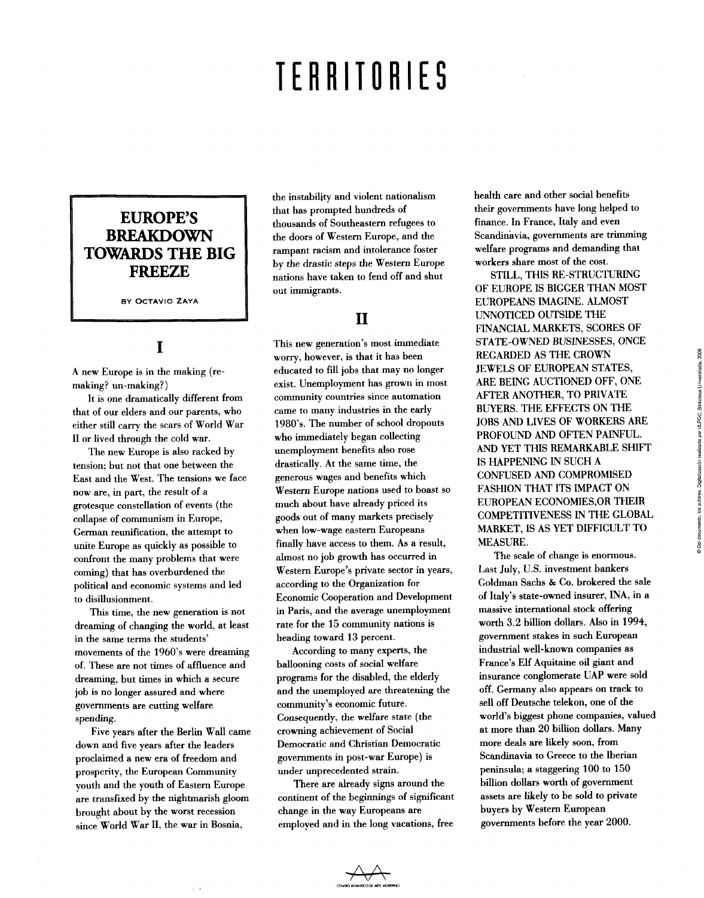# TERRITORIES

## EUROPE'S BREAKDOWN TOWARDS THE BIG FREEZE

BY OCTAVIO ZAYA

### I

A new Europe is in the making (re-making? un-making?)

It is one dramatically different from that of our elders and our parents, who either still carry the scars of World War II or lived through the cold war.

The new Europe is also racked by tension; but not that one between the East and the West. The tensions we face now are, in part, the result of a grotesque constellation of events (the collapse of communism in Europe, German reunification, the attempt to unite Europe as quickly as possible to confront the many problems that were coming) that has overburdened the political and economic systems and led to disillusionment.

This time, the new generation is not dreaming of changing the world, at least in the same terms the students' movements of the 1960's were dreaming of. These are not times of affluence and dreaming, but times in which a secure job is no longer assured and where governments are cutting welfare spending.

Five years after the Berlin Wall came down and five years after the leaders proclaimed a new era of freedom and prosperity, the European Community youth and the youth of Eastern Europe are transfixed by the nightmarish gloom brought about by the worst recession since World War II, the war in Bosnia, the instability and violent nationalism that has prompted hundreds of thousands of Southeastern refugees to the doors of Western Europe, and the rampant racism and intolerance foster by the drastic steps the Western Europe nations have taken to fend off and shut out immigrants.

### II

This new generation's most immediate worry, however, is that it has been educated to fill jobs that may no longer exist. Unemployment has grown in most community countries since automation came to many industries in the early 1980's. The number of school dropouts who immediately began collecting unemployment benefits also rose drastically. At the same time, the generous wages and benefits which Western Europe nations used to boast so much about have already priced its goods out of many markets precisely when low-wage eastern Europeans finally have access to them. As a result, almost no job growth has occurred in Western Europe's private sector in years, according to the Organization for Economic Cooperation and Development in Paris, and the average unemployment rate for the 15 community nations is heading toward 13 percent.

According to many experts, the ballooning costs of social welfare programs for the disabled, the elderly and the unemployed are threatening the community's economic future. Consequently, the welfare state (the crowning achievement of Social Democratic and Christian Democratic governments in post-war Europe) is under unprecedented strain.

There are already signs around the continent of the beginnings of significant change in the way Europeans are employed and in the long vacations, free health care and other social benefits their governments have long helped to finance. In France, Italy and even Scandinavia, governments are trimming welfare programs and demanding that workers share most of the cost.

STILL, THIS RE-STRUCTURING OF EUROPE IS BIGGER THAN MOST EUROPEANS IMAGINE. ALMOST UNNOTICED OUTSIDE THE FINANCIAL MARKETS, SCORES OF STATE-OWNED BUSINESSES, ONCE REGARDED AS THE CROWN JEWELS OF EUROPEAN STATES, ARE BEING AUCTIONED OFF, ONE AFTER ANOTHER, TO PRIVATE BUYERS. THE EFFECTS ON THE JOBS AND LIVES OF WORKERS ARE PROFOUND AND OFTEN PAINFUL. AND YET THIS REMARKABLE SHIFT IS HAPPENING IN SUCH A CONFUSED AND COMPROMISED FASHION THAT ITS IMPACT ON EUROPEAN ECONOMIES,OR THEIR COMPETITIVENESS IN THE GLOBAL MARKET, IS AS YET DIFFICULT TO MEASURE.

The scale of change is enormous. Last July, U.S. investment bankers Goldman Sachs & Co. brokered the sale of Italy's state-owned insurer, INA, in a massive international stock offering worth 3.2 billion dollars. Also in 1994, government stakes in such European industrial well-known companies as France's Elf Aquitaine oil giant and insurance conglomerate UAP were sold off. Germany also appears on track to sell off Deutsche telekon, one of the world's biggest phone companies, valued at more than 20 billion dollars. Many more deals are likely soon, from Scandinavia to Greece to the Iberian peninsula; a staggering 100 to 150 billion dollars worth of government assets are likely to be sold to private buyers by Western European governments before the year 2000.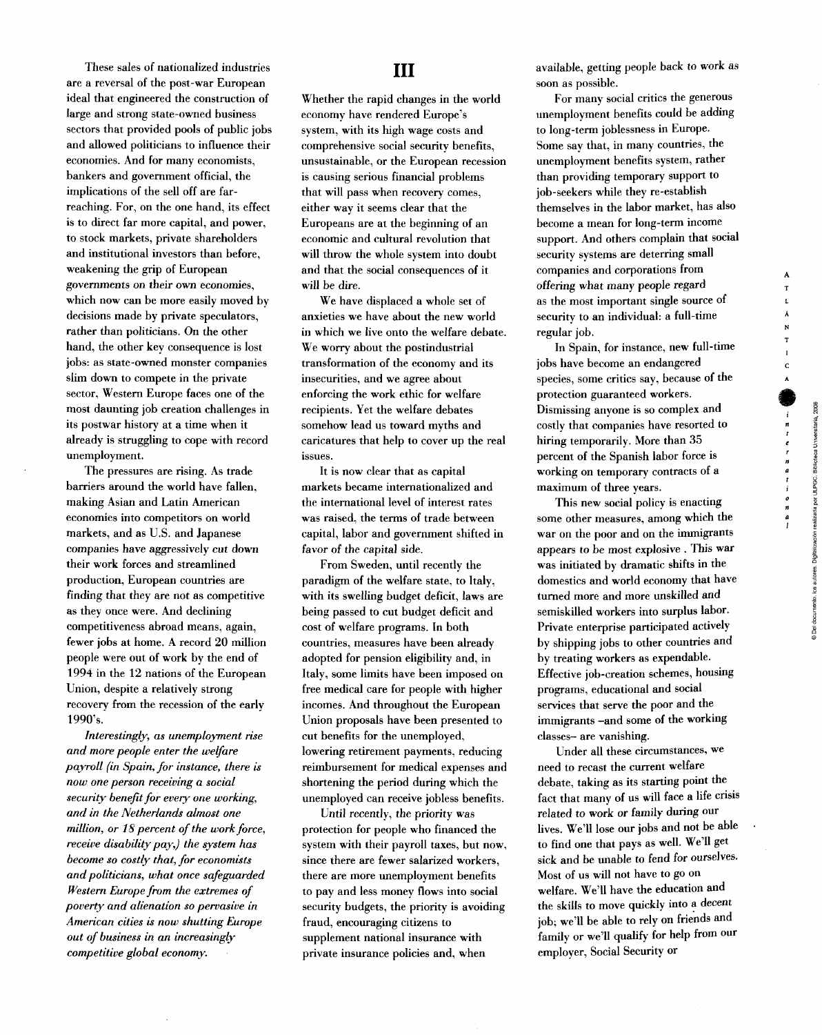These sales of nationalized industries are a reversal of the post-war European ideal that engineered the construction of large and strong state-owned business sectors that provided pools of public jobs and allowed politicians to influence their economies. And for many economists, bankers and government official, the implications of the sell off are far-reaching. For, on the one hand, its effect is to direct far more capital, and power, to stock markets, private shareholders and institutional investors than before, weakening the grip of European governments on their own economies, which now can be more easily moved by decisions made by private speculators, rather than politicians. On the other hand, the other key consequence is lost jobs: as state-owned monster companies slim down to compete in the private sector, Western Europe faces one of the most daunting job creation challenges in its postwar history at a time when it already is struggling to cope with record unemployment.

The pressures are rising. As trade barriers around the world have fallen, making Asian and Latin American economies into competitors on world markets, and as U.S. and Japanese companies have aggressively cut down their work forces and streamlined production, European countries are finding that they are not as competitive as they once were. And declining competitiveness abroad means, again, fewer jobs at home. A record 20 million people were out of work by the end of 1994 in the 12 nations of the European Union, despite a relatively strong recovery from the recession of the early 1990's.

*Interestingly, as unemployment rise and more people enter the welfare payroll (in Spain, for instance, there is now one person receiving a social security benefit for every one working, and in the Netherlands almost one million, or 18 percent of the work force, receive disability pay,) the system has become so costly that, for economists and politicians, what once safeguarded Western Europe from the extremes of poverty and alienation so pervasive in American cities is now shutting Europe out of business in an increasingly competitive global economy.*

## III

Whether the rapid changes in the world economy have rendered Europe's system, with its high wage costs and comprehensive social security benefits, unsustainable, or the European recession is causing serious financial problems that will pass when recovery comes, either way it seems clear that the Europeans are at the beginning of an economic and cultural revolution that will throw the whole system into doubt and that the social consequences of it will be dire.

We have displaced a whole set of anxieties we have about the new world in which we live onto the welfare debate. We worry about the postindustrial transformation of the economy and its insecurities, and we agree about enforcing the work ethic for welfare recipients. Yet the welfare debates somehow lead us toward myths and caricatures that help to cover up the real issues.

It is now clear that as capital markets became internationalized and the international level of interest rates was raised, the terms of trade between capital, labor and government shifted in favor of the capital side.

From Sweden, until recently the paradigm of the welfare state, to Italy, with its swelling budget deficit, laws are being passed to cut budget deficit and cost of welfare programs. In both countries, measures have been already adopted for pension eligibility and, in Italy, some limits have been imposed on free medical care for people with higher incomes. And throughout the European Union proposals have been presented to cut benefits for the unemployed, lowering retirement payments, reducing reimbursement for medical expenses and shortening the period during which the unemployed can receive jobless benefits.

Until recently, the priority was protection for people who financed the system with their payroll taxes, but now, since there are fewer salarized workers, there are more unemployment benefits to pay and less money flows into social security budgets, the priority is avoiding fraud, encouraging citizens to supplement national insurance with private insurance policies and, when available, getting people back to work as soon as possible.

For many social critics the generous unemployment benefits could be adding to long-term joblessness in Europe. Some say that, in many countries, the unemployment benefits system, rather than providing temporary support to job-seekers while they re-establish themselves in the labor market, has also become a mean for long-term income support. And others complain that social security systems are deterring small companies and corporations from offering what many people regard as the most important single source of security to an individual: a full-time regular job.

In Spain, for instance, new full-time jobs have become an endangered species, some critics say, because of the protection guaranteed workers. Dismissing anyone is so complex and costly that companies have resorted to hiring temporarily. More than 35 percent of the Spanish labor force is working on temporary contracts of a maximum of three years.

This new social policy is enacting some other measures, among which the war on the poor and on the immigrants appears to be most explosive . This war was initiated by dramatic shifts in the domestics and world economy that have turned more and more unskilled and semiskilled workers into surplus labor. Private enterprise participated actively by shipping jobs to other countries and by treating workers as expendable. Effective job-creation schemes, housing programs, educational and social services that serve the poor and the immigrants –and some of the working classes– are vanishing.

Under all these circumstances, we need to recast the current welfare debate, taking as its starting point the fact that many of us will face a life crisis related to work or family during our lives. We'll lose our jobs and not be able to find one that pays as well. We'll get sick and be unable to fend for ourselves. Most of us will not have to go on welfare. We'll have the education and the skills to move quickly into a decent job; we'll be able to rely on friends and family or we'll qualify for help from our employer, Social Security or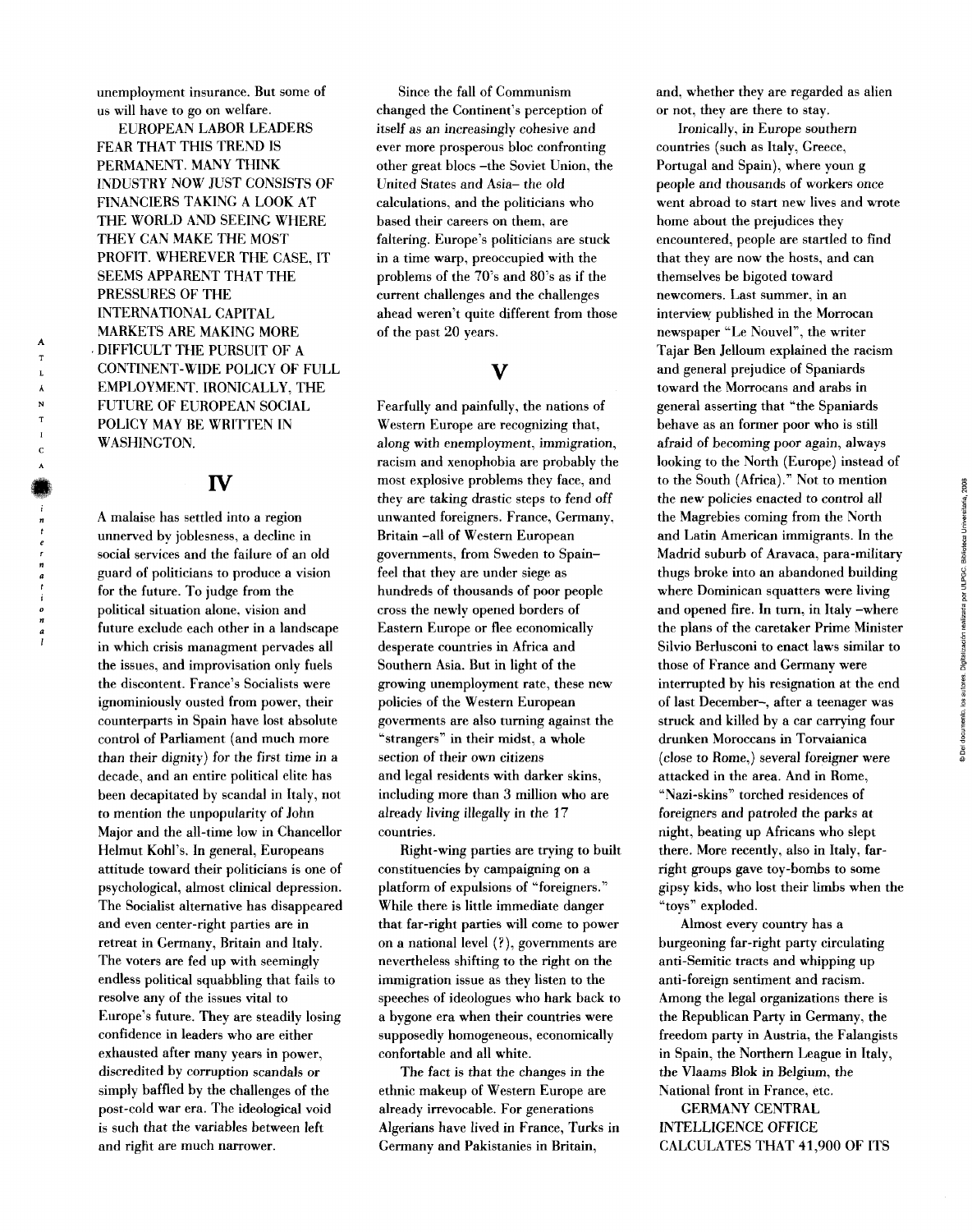unemployment insurance. But some of us will have to go on welfare.

EUROPEAN LABOR LEADERS FEAR THAT THIS TREND IS PERMANENT. MANY THINK INDUSTRY NOW JUST CONSISTS OF FINANCIERS TAKING A LOOK AT THE WORLD AND SEEING WHERE THEY CAN MAKE THE MOST PROFIT. WHEREVER THE CASE, IT SEEMS APPARENT THAT THE PRESSURES OF THE INTERNATIONAL CAPITAL MARKETS ARE MAKING MORE DIFFICULT THE PURSUIT OF A CONTINENT-WIDE POLICY OF FULL EMPLOYMENT. IRONICALLY, THE FUTURE OF EUROPEAN SOCIAL POLICY MAY BE WRITTEN IN WASHINGTON.

## IV

A malaise has settled into a region unnerved by joblesness, a decline in social services and the failure of an old guard of politicians to produce a vision for the future. To judge from the political situation alone, vision and future exclude each other in a landscape in which crisis managment pervades all the issues, and improvisation only fuels the discontent. France's Socialists were ignominiously ousted from power, their counterparts in Spain have lost absolute control of Parliament (and much more than their dignity) for the first time in a decade, and an entire political elite has been decapitated by scandal in Italy, not to mention the unpopularity of John Major and the all-time low in Chancellor Helmut Kohl's. In general, Europeans attitude toward their politicians is one of psychological, almost clinical depression. The Socialist alternative has disappeared and even center-right parties are in retreat in Germany, Britain and Italy. The voters are fed up with seemingly endless political squabbling that fails to resolve any of the issues vital to Europe's future. They are steadily losing confidence in leaders who are either exhausted after many years in power, discredited by corruption scandals or simply baffled by the challenges of the post-cold war era. The ideological void is such that the variables between left and right are much narrower.

Since the fall of Communism changed the Continent's perception of itself as an increasingly cohesive and ever more prosperous bloc confronting other great blocs –the Soviet Union, the United States and Asia– the old calculations, and the politicians who based their careers on them, are faltering. Europe's politicians are stuck in a time warp, preoccupied with the problems of the 70's and 80's as if the current challenges and the challenges ahead weren't quite different from those of the past 20 years.

## V

Fearfully and painfully, the nations of Western Europe are recognizing that, along with enemployment, immigration, racism and xenophobia are probably the most explosive problems they face, and they are taking drastic steps to fend off unwanted foreigners. France, Germany, Britain –all of Western European governments, from Sweden to Spain– feel that they are under siege as hundreds of thousands of poor people cross the newly opened borders of Eastern Europe or flee economically desperate countries in Africa and Southern Asia. But in light of the growing unemployment rate, these new policies of the Western European goverments are also turning against the "strangers" in their midst, a whole section of their own citizens and legal residents with darker skins, including more than 3 million who are already living illegally in the 17 countries.

Right-wing parties are trying to built constituencies by campaigning on a platform of expulsions of "foreigners." While there is little immediate danger that far-right parties will come to power on a national level (?), governments are nevertheless shifting to the right on the immigration issue as they listen to the speeches of ideologues who hark back to a bygone era when their countries were supposedly homogeneous, economically confortable and all white.

The fact is that the changes in the ethnic makeup of Western Europe are already irrevocable. For generations Algerians have lived in France, Turks in Germany and Pakistanies in Britain, and, whether they are regarded as alien or not, they are there to stay.

Ironically, in Europe southern countries (such as Italy, Greece, Portugal and Spain), where youn g people and thousands of workers once went abroad to start new lives and wrote home about the prejudices they encountered, people are startled to find that they are now the hosts, and can themselves be bigoted toward newcomers. Last summer, in an interview published in the Morrocan newspaper "Le Nouvel", the writer Tajar Ben Jelloum explained the racism and general prejudice of Spaniards toward the Morrocans and arabs in general asserting that "the Spaniards behave as an former poor who is still afraid of becoming poor again, always looking to the North (Europe) instead of to the South (Africa)." Not to mention the new policies enacted to control all the Magrebies coming from the North and Latin American immigrants. In the Madrid suburb of Aravaca, para-military thugs broke into an abandoned building where Dominican squatters were living and opened fire. In turn, in Italy –where the plans of the caretaker Prime Minister Silvio Berlusconi to enact laws similar to those of France and Germany were interrupted by his resignation at the end of last December–, after a teenager was struck and killed by a car carrying four drunken Moroccans in Torvaianica (close to Rome,) several foreigner were attacked in the area. And in Rome, "Nazi-skins" torched residences of foreigners and patroled the parks at night, beating up Africans who slept there. More recently, also in Italy, far-right groups gave toy-bombs to some gipsy kids, who lost their limbs when the "toys" exploded.

Almost every country has a burgeoning far-right party circulating anti-Semitic tracts and whipping up anti-foreign sentiment and racism. Among the legal organizations there is the Republican Party in Germany, the freedom party in Austria, the Falangists in Spain, the Northern League in Italy, the Vlaams Blok in Belgium, the National front in France, etc.

GERMANY CENTRAL INTELLIGENCE OFFICE CALCULATES THAT 41,900 OF ITS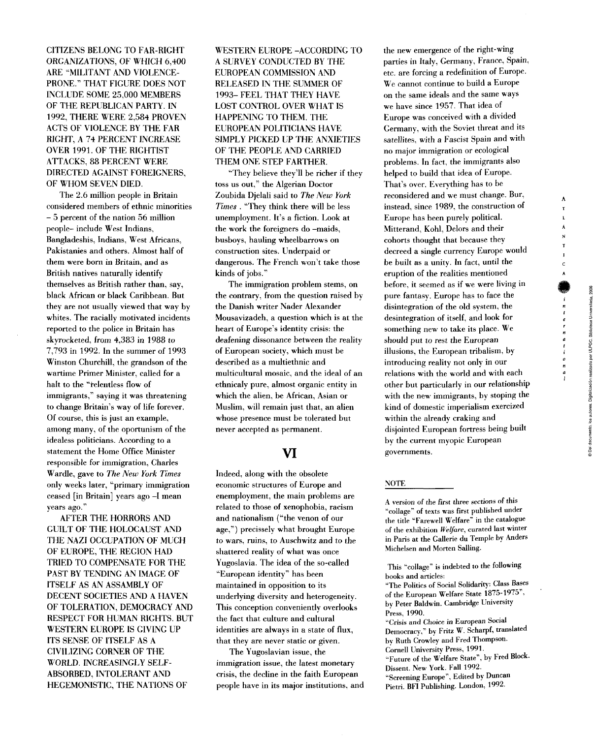CITIZENS BELONG TO FAR-RIGHT ORGANIZATIONS, OF WHICH 6,400 ARE "MILITANT AND VIOLENCE-PRONE." THAT FIGURE DOES NOT INCLUDE SOME 25,000 MEMBERS OF THE REPUBLICAN PARTY. IN 1992, THERE WERE 2,584 PROVEN ACTS OF VIOLENCE BY THE FAR RIGHT, A 74 PERCENT INCREASE OVER 1991. OF THE RIGHTIST ATTACKS, 88 PERCENT WERE DIRECTED AGAINST FOREIGNERS, OF WHOM SEVEN DIED.

The 2.6 million people in Britain considered members of ethnic minorities – 5 percent of the nation 56 million people– include West Indians, Bangladeshis, Indians, West Africans, Pakistanies and others. Almost half of them were born in Britain, and as British natives naturally identify themselves as British rather than, say, black African or black Caribbean. But they are not usually viewed that way by whites. The racially motivated incidents reported to the police in Britain has skyrocketed, from 4,383 in 1988 to 7,793 in 1992. In the summer of 1993 Winston Churchill, the grandson of the wartime Primer Minister, called for a halt to the "relentless flow of immigrants," saying it was threatening to change Britain's way of life forever. Of course, this is just an example, among many, of the oportunism of the idealess politicians. According to a statement the Home Office Minister responsible for immigration, Charles Wardle, gave to *The New York Times* only weeks later, "primary immigration ceased [in Britain] years ago –I mean years ago."

AFTER THE HORRORS AND GUILT OF THE HOLOCAUST AND THE NAZI OCCUPATION OF MUCH OF EUROPE, THE REGION HAD TRIED TO COMPENSATE FOR THE PAST BY TENDING AN IMAGE OF ITSELF AS AN ASSAMBLY OF DECENT SOCIETIES AND A HAVEN OF TOLERATION, DEMOCRACY AND RESPECT FOR HUMAN RIGHTS. BUT WESTERN EUROPE IS GIVING UP ITS SENSE OF ITSELF AS A CIVILIZING CORNER OF THE WORLD. INCREASINGLY SELF-ABSORBED, INTOLERANT AND HEGEMONISTIC, THE NATIONS OF WESTERN EUROPE –ACCORDING TO A SURVEY CONDUCTED BY THE EUROPEAN COMMISSION AND RELEASED IN THE SUMMER OF 1993– FEEL THAT THEY HAVE LOST CONTROL OVER WHAT IS HAPPENING TO THEM. THE EUROPEAN POLITICIANS HAVE SIMPLY PICKED UP THE ANXIETIES OF THE PEOPLE AND CARRIED THEM ONE STEP FARTHER.

"They believe they'll be richer if they toss us out," the Algerian Doctor Zoubida Djelali said to *The New York Times* . "They think there will be less unemployment. It's a fiction. Look at the work the foreigners do –maids, busboys, hauling wheelbarrows on construction sites. Underpaid or dangerous. The French won't take those kinds of jobs."

The immigration problem stems, on the contrary, from the question raised by the Danish writer Nader Alexander Mousavizadeh, a question which is at the heart of Europe's identity crisis: the deafening dissonance between the reality of European society, which must be described as a multiethnic and multicultural mosaic, and the ideal of an ethnicaly pure, almost organic entity in which the alien, be African, Asian or Muslim, will remain just that, an alien whose presence must be tolerated but never accepted as permanent.

## VI

Indeed, along with the obsolete economic structures of Europe and enemployment, the main problems are related to those of xenophobia, racism and nationalism ("the venon of our age,") precisely what brought Europe to wars, ruins, to Auschwitz and to the shattered reality of what was once Yugoslavia. The idea of the so-called "European identity" has been maintained in opposition to its underlying diversity and heterogeneity. This conception conveniently overlooks the fact that culture and cultural identities are always in a state of flux, that they are never static or given.

The Yugoslavian issue, the immigration issue, the latest monetary crisis, the decline in the faith European people have in its major institutions, and the new emergence of the right-wing parties in Italy, Germany, France, Spain, etc. are forcing a redefinition of Europe. We cannot continue to build a Europe on the same ideals and the same ways we have since 1957. That idea of Europe was conceived with a divided Germany, with the Soviet threat and its satellites, with a Fascist Spain and with no major immigration or ecological problems. In fact, the immigrants also helped to build that idea of Europe. That's over. Everything has to be reconsidered and we must change. Bur, instead, since 1989, the construction of Europe has been purely political. Mitterand, Kohl, Delors and their cohorts thought that because they decreed a single currency Europe would be built as a unity. In fact, until the eruption of the realities mentioned before, it seemed as if we were living in pure fantasy. Europe has to face the disintegration of the old system, the desintegration of itself, and look for something new to take its place. We should put to rest the European illusions, the European tribalism, by introducing reality not only in our relations with the world and with each other but particularly in our relationship with the new immigrants, by stoping the kind of domestic imperialism exercized within the already craking and disjointed European fortress being built by the current myopic European governments.

### NOTE

A version of the first three sections of this "collage" of texts was first published under the title "Farewell Welfare" in the catalogue of the exhibition *Welfare*, curated last winter in Paris at the Gallerie du Temple by Anders Michelsen and Morten Salling.

This "collage" is indebted to the following books and articles:
"The Politics of Social Solidarity: Class Bases of the European Welfare State 1875-1975", by Peter Baldwin. Cambridge University Press, 1990.
"Crisis and Choice in European Social Democracy," by Fritz W. Scharpf, translated by Ruth Crowley and Fred Thompson. Cornell University Press, 1991.
"Future of the Welfare State", by Fred Block. Dissent. New York. Fall 1992.
"Screening Europe", Edited by Duncan Pietri. BFI Publishing. London, 1992.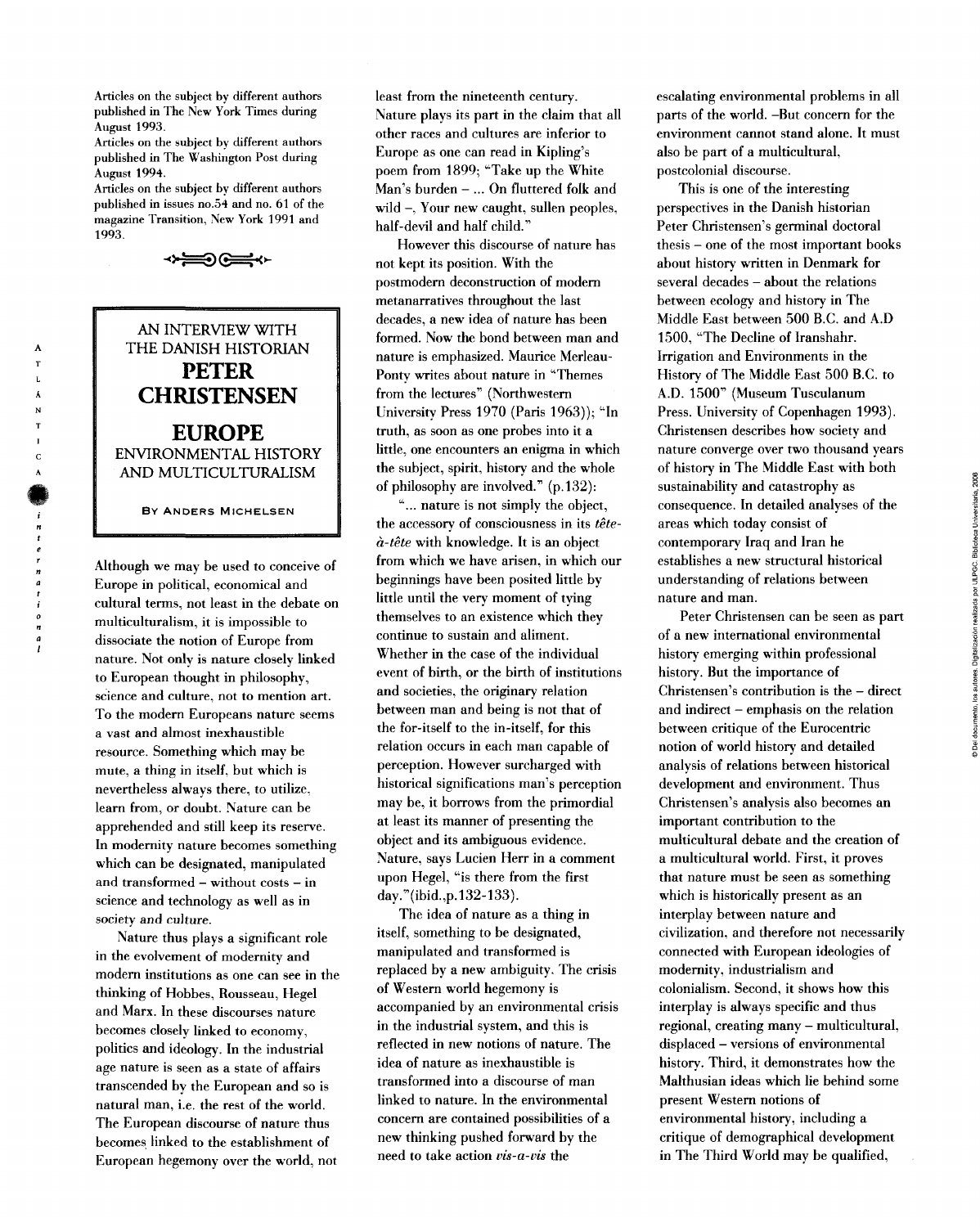Articles on the subject by different authors published in The New York Times during August 1993.

Articles on the subject by different authors published in The Washington Post during August 1994.

Articles on the subject by different authors published in issues no.54 and no. 61 of the magazine Transition, New York 1991 and 1993.

# AN INTERVIEW WITH THE DANISH HISTORIAN PETER CHRISTENSEN

## EUROPE ENVIRONMENTAL HISTORY AND MULTICULTURALISM

BY ANDERS MICHELSEN

Although we may be used to conceive of Europe in political, economical and cultural terms, not least in the debate on multiculturalism, it is impossible to dissociate the notion of Europe from nature. Not only is nature closely linked to European thought in philosophy, science and culture, not to mention art. To the modern Europeans nature seems a vast and almost inexhaustible resource. Something which may be mute, a thing in itself, but which is nevertheless always there, to utilize, learn from, or doubt. Nature can be apprehended and still keep its reserve. In modernity nature becomes something which can be designated, manipulated and transformed – without costs – in science and technology as well as in society and culture.

Nature thus plays a significant role in the evolvement of modernity and modern institutions as one can see in the thinking of Hobbes, Rousseau, Hegel and Marx. In these discourses nature becomes closely linked to economy, politics and ideology. In the industrial age nature is seen as a state of affairs transcended by the European and so is natural man, i.e. the rest of the world. The European discourse of nature thus becomes linked to the establishment of European hegemony over the world, not least from the nineteenth century. Nature plays its part in the claim that all other races and cultures are inferior to Europe as one can read in Kipling's poem from 1899; "Take up the White Man's burden – ... On fluttered folk and wild –, Your new caught, sullen peoples, half-devil and half child."

However this discourse of nature has not kept its position. With the postmodern deconstruction of modern metanarratives throughout the last decades, a new idea of nature has been formed. Now the bond between man and nature is emphasized. Maurice Merleau-Ponty writes about nature in "Themes from the lectures" (Northwestern University Press 1970 (Paris 1963)); "In truth, as soon as one probes into it a little, one encounters an enigma in which the subject, spirit, history and the whole of philosophy are involved." (p.132):

"... nature is not simply the object, the accessory of consciousness in its *tête-à-tête* with knowledge. It is an object from which we have arisen, in which our beginnings have been posited little by little until the very moment of tying themselves to an existence which they continue to sustain and aliment. Whether in the case of the individual event of birth, or the birth of institutions and societies, the originary relation between man and being is not that of the for-itself to the in-itself, for this relation occurs in each man capable of perception. However surcharged with historical significations man's perception may be, it borrows from the primordial at least its manner of presenting the object and its ambiguous evidence. Nature, says Lucien Herr in a comment upon Hegel, "is there from the first day."(ibid.,p.132-133).

The idea of nature as a thing in itself, something to be designated, manipulated and transformed is replaced by a new ambiguity. The crisis of Western world hegemony is accompanied by an environmental crisis in the industrial system, and this is reflected in new notions of nature. The idea of nature as inexhaustible is transformed into a discourse of man linked to nature. In the environmental concern are contained possibilities of a new thinking pushed forward by the need to take action *vis-a-vis* the escalating environmental problems in all parts of the world. –But concern for the environment cannot stand alone. It must also be part of a multicultural, postcolonial discourse.

This is one of the interesting perspectives in the Danish historian Peter Christensen's germinal doctoral thesis – one of the most important books about history written in Denmark for several decades – about the relations between ecology and history in The Middle East between 500 B.C. and A.D 1500, "The Decline of Iranshahr. Irrigation and Environments in the History of The Middle East 500 B.C. to A.D. 1500" (Museum Tusculanum Press. University of Copenhagen 1993). Christensen describes how society and nature converge over two thousand years of history in The Middle East with both sustainability and catastrophy as consequence. In detailed analyses of the areas which today consist of contemporary Iraq and Iran he establishes a new structural historical understanding of relations between nature and man.

Peter Christensen can be seen as part of a new international environmental history emerging within professional history. But the importance of Christensen's contribution is the – direct and indirect – emphasis on the relation between critique of the Eurocentric notion of world history and detailed analysis of relations between historical development and environment. Thus Christensen's analysis also becomes an important contribution to the multicultural debate and the creation of a multicultural world. First, it proves that nature must be seen as something which is historically present as an interplay between nature and civilization, and therefore not necessarily connected with European ideologies of modernity, industrialism and colonialism. Second, it shows how this interplay is always specific and thus regional, creating many – multicultural, displaced – versions of environmental history. Third, it demonstrates how the Malthusian ideas which lie behind some present Western notions of environmental history, including a critique of demographical development in The Third World may be qualified,